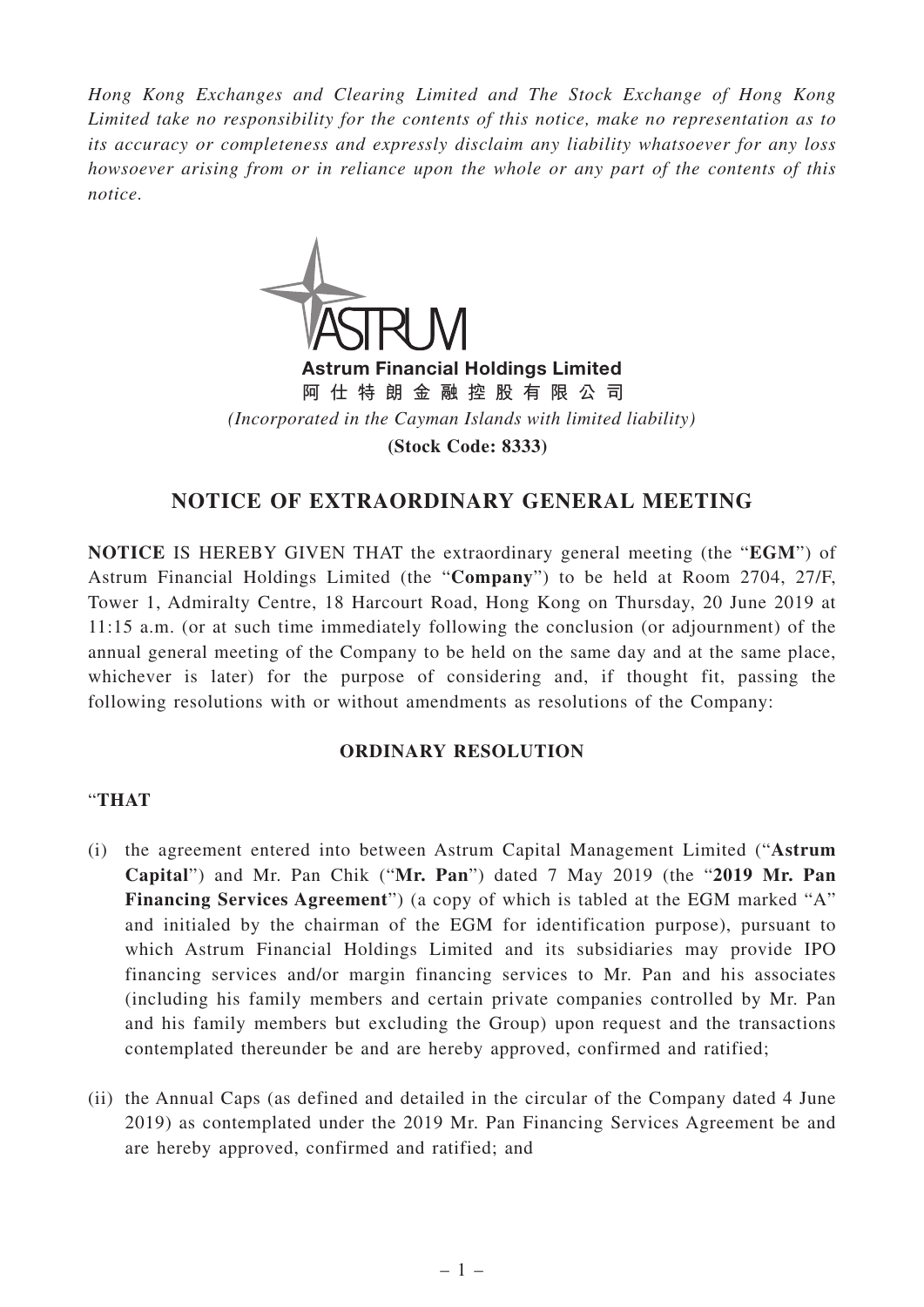*Hong Kong Exchanges and Clearing Limited and The Stock Exchange of Hong Kong Limited take no responsibility for the contents of this notice, make no representation as to its accuracy or completeness and expressly disclaim any liability whatsoever for any loss howsoever arising from or in reliance upon the whole or any part of the contents of this notice.*

**Astrum Financial Holdings Limited**
**阿仕特朗金融控股有限公司**
*(Incorporated in the Cayman Islands with limited liability)*
**(Stock Code: 8333)**

# NOTICE OF EXTRAORDINARY GENERAL MEETING

**NOTICE** IS HEREBY GIVEN THAT the extraordinary general meeting (the "**EGM**") of Astrum Financial Holdings Limited (the "**Company**") to be held at Room 2704, 27/F, Tower 1, Admiralty Centre, 18 Harcourt Road, Hong Kong on Thursday, 20 June 2019 at 11:15 a.m. (or at such time immediately following the conclusion (or adjournment) of the annual general meeting of the Company to be held on the same day and at the same place, whichever is later) for the purpose of considering and, if thought fit, passing the following resolutions with or without amendments as resolutions of the Company:

## ORDINARY RESOLUTION

"**THAT**

(i) the agreement entered into between Astrum Capital Management Limited ("**Astrum Capital**") and Mr. Pan Chik ("**Mr. Pan**") dated 7 May 2019 (the "**2019 Mr. Pan Financing Services Agreement**") (a copy of which is tabled at the EGM marked "A" and initialed by the chairman of the EGM for identification purpose), pursuant to which Astrum Financial Holdings Limited and its subsidiaries may provide IPO financing services and/or margin financing services to Mr. Pan and his associates (including his family members and certain private companies controlled by Mr. Pan and his family members but excluding the Group) upon request and the transactions contemplated thereunder be and are hereby approved, confirmed and ratified;

(ii) the Annual Caps (as defined and detailed in the circular of the Company dated 4 June 2019) as contemplated under the 2019 Mr. Pan Financing Services Agreement be and are hereby approved, confirmed and ratified; and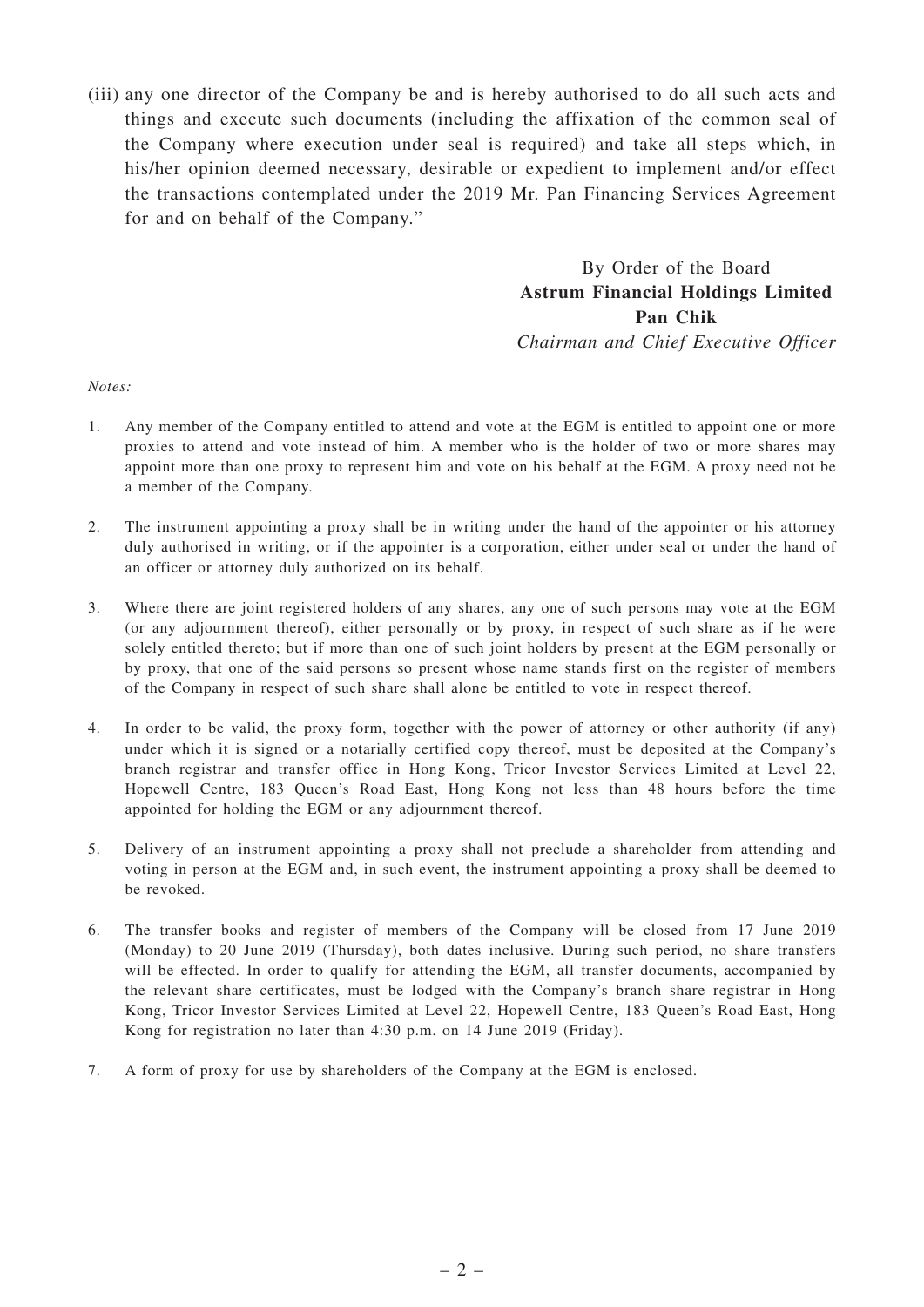(iii) any one director of the Company be and is hereby authorised to do all such acts and things and execute such documents (including the affixation of the common seal of the Company where execution under seal is required) and take all steps which, in his/her opinion deemed necessary, desirable or expedient to implement and/or effect the transactions contemplated under the 2019 Mr. Pan Financing Services Agreement for and on behalf of the Company."

By Order of the Board
**Astrum Financial Holdings Limited**
**Pan Chik**
*Chairman and Chief Executive Officer*

*Notes:*

1. Any member of the Company entitled to attend and vote at the EGM is entitled to appoint one or more proxies to attend and vote instead of him. A member who is the holder of two or more shares may appoint more than one proxy to represent him and vote on his behalf at the EGM. A proxy need not be a member of the Company.

2. The instrument appointing a proxy shall be in writing under the hand of the appointer or his attorney duly authorised in writing, or if the appointer is a corporation, either under seal or under the hand of an officer or attorney duly authorized on its behalf.

3. Where there are joint registered holders of any shares, any one of such persons may vote at the EGM (or any adjournment thereof), either personally or by proxy, in respect of such share as if he were solely entitled thereto; but if more than one of such joint holders by present at the EGM personally or by proxy, that one of the said persons so present whose name stands first on the register of members of the Company in respect of such share shall alone be entitled to vote in respect thereof.

4. In order to be valid, the proxy form, together with the power of attorney or other authority (if any) under which it is signed or a notarially certified copy thereof, must be deposited at the Company's branch registrar and transfer office in Hong Kong, Tricor Investor Services Limited at Level 22, Hopewell Centre, 183 Queen's Road East, Hong Kong not less than 48 hours before the time appointed for holding the EGM or any adjournment thereof.

5. Delivery of an instrument appointing a proxy shall not preclude a shareholder from attending and voting in person at the EGM and, in such event, the instrument appointing a proxy shall be deemed to be revoked.

6. The transfer books and register of members of the Company will be closed from 17 June 2019 (Monday) to 20 June 2019 (Thursday), both dates inclusive. During such period, no share transfers will be effected. In order to qualify for attending the EGM, all transfer documents, accompanied by the relevant share certificates, must be lodged with the Company's branch share registrar in Hong Kong, Tricor Investor Services Limited at Level 22, Hopewell Centre, 183 Queen's Road East, Hong Kong for registration no later than 4:30 p.m. on 14 June 2019 (Friday).

7. A form of proxy for use by shareholders of the Company at the EGM is enclosed.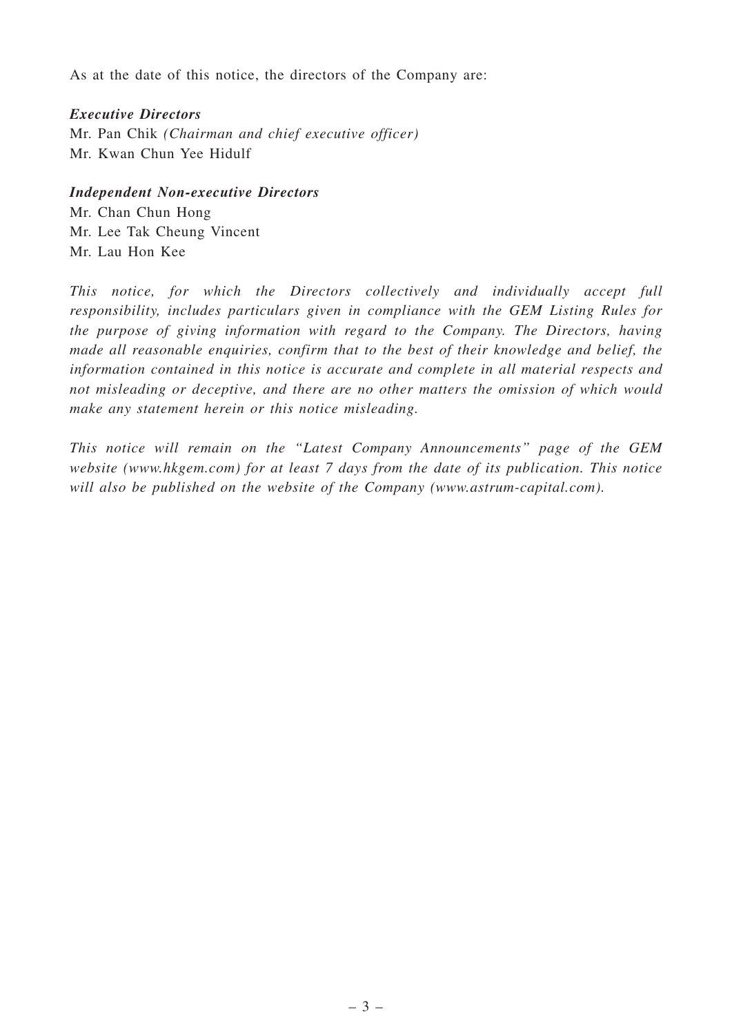As at the date of this notice, the directors of the Company are:

***Executive Directors***

Mr. Pan Chik *(Chairman and chief executive officer)*
Mr. Kwan Chun Yee Hidulf

***Independent Non-executive Directors***

Mr. Chan Chun Hong
Mr. Lee Tak Cheung Vincent
Mr. Lau Hon Kee

*This notice, for which the Directors collectively and individually accept full responsibility, includes particulars given in compliance with the GEM Listing Rules for the purpose of giving information with regard to the Company. The Directors, having made all reasonable enquiries, confirm that to the best of their knowledge and belief, the information contained in this notice is accurate and complete in all material respects and not misleading or deceptive, and there are no other matters the omission of which would make any statement herein or this notice misleading.*

*This notice will remain on the "Latest Company Announcements" page of the GEM website (www.hkgem.com) for at least 7 days from the date of its publication. This notice will also be published on the website of the Company (www.astrum-capital.com).*